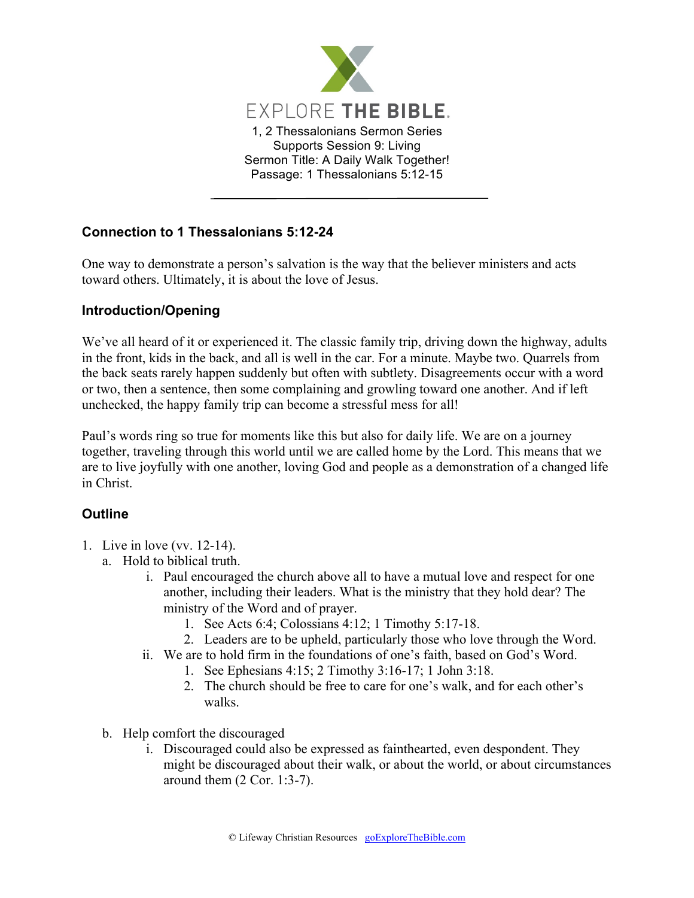EXPLORE THE BIBLE.

1, 2 Thessalonians Sermon Series
Supports Session 9: Living
Sermon Title: A Daily Walk Together!
Passage: 1 Thessalonians 5:12-15

---

### Connection to 1 Thessalonians 5:12-24

One way to demonstrate a person's salvation is the way that the believer ministers and acts toward others. Ultimately, it is about the love of Jesus.

### Introduction/Opening

We've all heard of it or experienced it. The classic family trip, driving down the highway, adults in the front, kids in the back, and all is well in the car. For a minute. Maybe two. Quarrels from the back seats rarely happen suddenly but often with subtlety. Disagreements occur with a word or two, then a sentence, then some complaining and growling toward one another. And if left unchecked, the happy family trip can become a stressful mess for all!

Paul's words ring so true for moments like this but also for daily life. We are on a journey together, traveling through this world until we are called home by the Lord. This means that we are to live joyfully with one another, loving God and people as a demonstration of a changed life in Christ.

### Outline

1. Live in love (vv. 12-14).
   a. Hold to biblical truth.
      i. Paul encouraged the church above all to have a mutual love and respect for one another, including their leaders. What is the ministry that they hold dear? The ministry of the Word and of prayer.
         1. See Acts 6:4; Colossians 4:12; 1 Timothy 5:17-18.
         2. Leaders are to be upheld, particularly those who love through the Word.
      ii. We are to hold firm in the foundations of one's faith, based on God's Word.
         1. See Ephesians 4:15; 2 Timothy 3:16-17; 1 John 3:18.
         2. The church should be free to care for one's walk, and for each other's walks.

   b. Help comfort the discouraged
      i. Discouraged could also be expressed as fainthearted, even despondent. They might be discouraged about their walk, or about the world, or about circumstances around them (2 Cor. 1:3-7).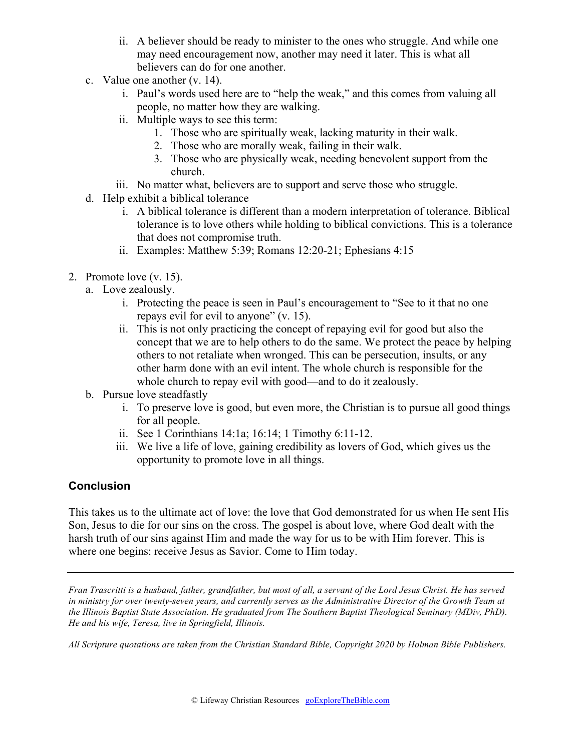ii. A believer should be ready to minister to the ones who struggle. And while one may need encouragement now, another may need it later. This is what all believers can do for one another.

c. Value one another (v. 14).
   i. Paul's words used here are to "help the weak," and this comes from valuing all people, no matter how they are walking.
   ii. Multiple ways to see this term:
      1. Those who are spiritually weak, lacking maturity in their walk.
      2. Those who are morally weak, failing in their walk.
      3. Those who are physically weak, needing benevolent support from the church.
   iii. No matter what, believers are to support and serve those who struggle.

d. Help exhibit a biblical tolerance
   i. A biblical tolerance is different than a modern interpretation of tolerance. Biblical tolerance is to love others while holding to biblical convictions. This is a tolerance that does not compromise truth.
   ii. Examples: Matthew 5:39; Romans 12:20-21; Ephesians 4:15

2. Promote love (v. 15).
   a. Love zealously.
      i. Protecting the peace is seen in Paul's encouragement to "See to it that no one repays evil for evil to anyone" (v. 15).
      ii. This is not only practicing the concept of repaying evil for good but also the concept that we are to help others to do the same. We protect the peace by helping others to not retaliate when wronged. This can be persecution, insults, or any other harm done with an evil intent. The whole church is responsible for the whole church to repay evil with good—and to do it zealously.
   b. Pursue love steadfastly
      i. To preserve love is good, but even more, the Christian is to pursue all good things for all people.
      ii. See 1 Corinthians 14:1a; 16:14; 1 Timothy 6:11-12.
      iii. We live a life of love, gaining credibility as lovers of God, which gives us the opportunity to promote love in all things.

## Conclusion

This takes us to the ultimate act of love: the love that God demonstrated for us when He sent His Son, Jesus to die for our sins on the cross. The gospel is about love, where God dealt with the harsh truth of our sins against Him and made the way for us to be with Him forever. This is where one begins: receive Jesus as Savior. Come to Him today.

---

*Fran Trascritti is a husband, father, grandfather, but most of all, a servant of the Lord Jesus Christ. He has served in ministry for over twenty-seven years, and currently serves as the Administrative Director of the Growth Team at the Illinois Baptist State Association. He graduated from The Southern Baptist Theological Seminary (MDiv, PhD). He and his wife, Teresa, live in Springfield, Illinois.*

*All Scripture quotations are taken from the Christian Standard Bible, Copyright 2020 by Holman Bible Publishers.*

© Lifeway Christian Resources goExploreTheBible.com